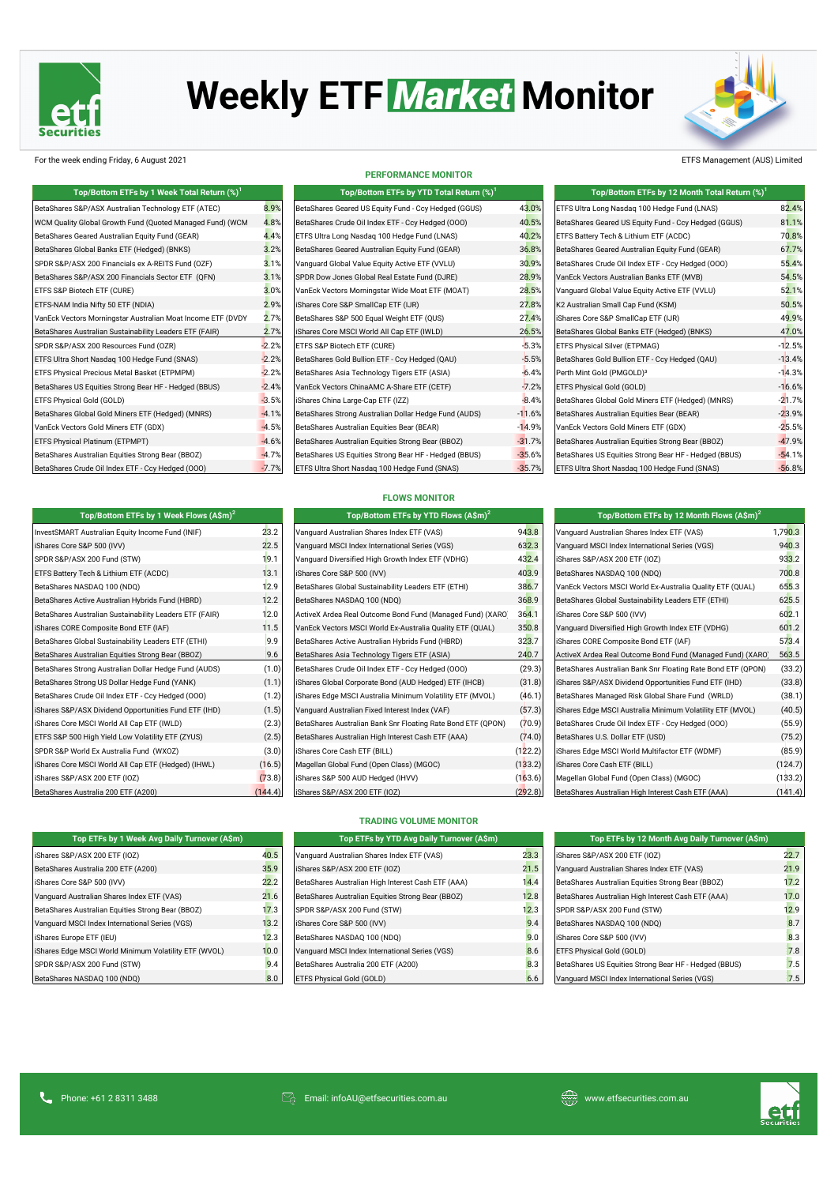# Weekly ETF Market Monitor

For the week ending Friday, 6 August 2021

ETFS Management (AUS) Limited

## PERFORMANCE MONITOR

| Top/Bottom ETFs by 1 Week Total Return (%)[1] | |
|---|---|
| BetaShares S&P/ASX Australian Technology ETF (ATEC) | 8.9% |
| WCM Quality Global Growth Fund (Quoted Managed Fund) (WCM | 4.8% |
| BetaShares Geared Australian Equity Fund (GEAR) | 4.4% |
| BetaShares Global Banks ETF (Hedged) (BNKS) | 3.2% |
| SPDR S&P/ASX 200 Financials ex A-REITS Fund (OZF) | 3.1% |
| BetaShares S&P/ASX 200 Financials Sector ETF (QFN) | 3.1% |
| ETFS S&P Biotech ETF (CURE) | 3.0% |
| ETFS-NAM India Nifty 50 ETF (NDIA) | 2.9% |
| VanEck Vectors Morningstar Australian Moat Income ETF (DVDY | 2.7% |
| BetaShares Australian Sustainability Leaders ETF (FAIR) | 2.7% |
| SPDR S&P/ASX 200 Resources Fund (OZR) | -2.2% |
| ETFS Ultra Short Nasdaq 100 Hedge Fund (SNAS) | -2.2% |
| ETFS Physical Precious Metal Basket (ETPMPM) | -2.2% |
| BetaShares US Equities Strong Bear HF - Hedged (BBUS) | -2.4% |
| ETFS Physical Gold (GOLD) | -3.5% |
| BetaShares Global Gold Miners ETF (Hedged) (MNRS) | -4.1% |
| VanEck Vectors Gold Miners ETF (GDX) | -4.5% |
| ETFS Physical Platinum (ETPMPT) | -4.6% |
| BetaShares Australian Equities Strong Bear (BBOZ) | -4.7% |
| BetaShares Crude Oil Index ETF - Ccy Hedged (OOO) | -7.7% |

| Top/Bottom ETFs by YTD Total Return (%)[1] | |
|---|---|
| BetaShares Geared US Equity Fund - Ccy Hedged (GGUS) | 43.0% |
| BetaShares Crude Oil Index ETF - Ccy Hedged (OOO) | 40.5% |
| ETFS Ultra Long Nasdaq 100 Hedge Fund (LNAS) | 40.2% |
| BetaShares Geared Australian Equity Fund (GEAR) | 36.8% |
| Vanguard Global Value Equity Active ETF (VVLU) | 30.9% |
| SPDR Dow Jones Global Real Estate Fund (DJRE) | 28.9% |
| VanEck Vectors Morningstar Wide Moat ETF (MOAT) | 28.5% |
| iShares Core S&P SmallCap ETF (IJR) | 27.8% |
| BetaShares S&P 500 Equal Weight ETF (QUS) | 27.4% |
| iShares Core MSCI World All Cap ETF (IWLD) | 26.5% |
| ETFS S&P Biotech ETF (CURE) | -5.3% |
| BetaShares Gold Bullion ETF - Ccy Hedged (QAU) | -5.5% |
| BetaShares Asia Technology Tigers ETF (ASIA) | -6.4% |
| VanEck Vectors ChinaAMC A-Share ETF (CETF) | -7.2% |
| iShares China Large-Cap ETF (IZZ) | -8.4% |
| BetaShares Strong Australian Dollar Hedge Fund (AUDS) | -11.6% |
| BetaShares Australian Equities Bear (BEAR) | -14.9% |
| BetaShares Australian Equities Strong Bear (BBOZ) | -31.7% |
| BetaShares US Equities Strong Bear HF - Hedged (BBUS) | -35.6% |
| ETFS Ultra Short Nasdaq 100 Hedge Fund (SNAS) | -35.7% |

| Top/Bottom ETFs by 12 Month Total Return (%)[1] | |
|---|---|
| ETFS Ultra Long Nasdaq 100 Hedge Fund (LNAS) | 82.4% |
| BetaShares Geared US Equity Fund - Ccy Hedged (GGUS) | 81.1% |
| ETFS Battery Tech & Lithium ETF (ACDC) | 70.8% |
| BetaShares Geared Australian Equity Fund (GEAR) | 67.7% |
| BetaShares Crude Oil Index ETF - Ccy Hedged (OOO) | 55.4% |
| VanEck Vectors Australian Banks ETF (MVB) | 54.5% |
| Vanguard Global Value Equity Active ETF (VVLU) | 52.1% |
| K2 Australian Small Cap Fund (KSM) | 50.5% |
| iShares Core S&P SmallCap ETF (IJR) | 49.9% |
| BetaShares Global Banks ETF (Hedged) (BNKS) | 47.0% |
| ETFS Physical Silver (ETPMAG) | -12.5% |
| BetaShares Gold Bullion ETF - Ccy Hedged (QAU) | -13.4% |
| Perth Mint Gold (PMGOLD)[3] | -14.3% |
| ETFS Physical Gold (GOLD) | -16.6% |
| BetaShares Global Gold Miners ETF (Hedged) (MNRS) | -21.7% |
| BetaShares Australian Equities Bear (BEAR) | -23.9% |
| VanEck Vectors Gold Miners ETF (GDX) | -25.5% |
| BetaShares Australian Equities Strong Bear (BBOZ) | -47.9% |
| BetaShares US Equities Strong Bear HF - Hedged (BBUS) | -54.1% |
| ETFS Ultra Short Nasdaq 100 Hedge Fund (SNAS) | -56.8% |

## FLOWS MONITOR

| Top/Bottom ETFs by 1 Week Flows (A$m)[2] | |
|---|---|
| InvestSMART Australian Equity Income Fund (INIF) | 23.2 |
| iShares Core S&P 500 (IVV) | 22.5 |
| SPDR S&P/ASX 200 Fund (STW) | 19.1 |
| ETFS Battery Tech & Lithium ETF (ACDC) | 13.1 |
| BetaShares NASDAQ 100 (NDQ) | 12.9 |
| BetaShares Active Australian Hybrids Fund (HBRD) | 12.2 |
| BetaShares Australian Sustainability Leaders ETF (FAIR) | 12.0 |
| iShares CORE Composite Bond ETF (IAF) | 11.5 |
| BetaShares Global Sustainability Leaders ETF (ETHI) | 9.9 |
| BetaShares Australian Equities Strong Bear (BBOZ) | 9.6 |
| BetaShares Strong Australian Dollar Hedge Fund (AUDS) | (1.0) |
| BetaShares Strong US Dollar Hedge Fund (YANK) | (1.1) |
| BetaShares Crude Oil Index ETF - Ccy Hedged (OOO) | (1.2) |
| iShares S&P/ASX Dividend Opportunities Fund ETF (IHD) | (1.5) |
| iShares Core MSCI World All Cap ETF (IWLD) | (2.3) |
| ETFS S&P 500 High Yield Low Volatility ETF (ZYUS) | (2.5) |
| SPDR S&P World Ex Australia Fund (WXOZ) | (3.0) |
| iShares Core MSCI World All Cap ETF (Hedged) (IHWL) | (16.5) |
| iShares S&P/ASX 200 ETF (IOZ) | (73.8) |
| BetaShares Australia 200 ETF (A200) | (144.4) |

| Top/Bottom ETFs by YTD Flows (A$m)[2] | |
|---|---|
| Vanguard Australian Shares Index ETF (VAS) | 943.8 |
| Vanguard MSCI Index International Series (VGS) | 632.3 |
| Vanguard Diversified High Growth Index ETF (VDHG) | 432.4 |
| iShares Core S&P 500 (IVV) | 403.9 |
| BetaShares Global Sustainability Leaders ETF (ETHI) | 386.7 |
| BetaShares NASDAQ 100 (NDQ) | 368.9 |
| ActiveX Ardea Real Outcome Bond Fund (Managed Fund) (XARO | 364.1 |
| VanEck Vectors MSCI World Ex-Australia Quality ETF (QUAL) | 350.8 |
| BetaShares Active Australian Hybrids Fund (HBRD) | 323.7 |
| BetaShares Asia Technology Tigers ETF (ASIA) | 240.7 |
| BetaShares Crude Oil Index ETF - Ccy Hedged (OOO) | (29.3) |
| iShares Global Corporate Bond (AUD Hedged) ETF (IHCB) | (31.8) |
| iShares Edge MSCI Australia Minimum Volatility ETF (MVOL) | (46.1) |
| Vanguard Australian Fixed Interest Index (VAF) | (57.3) |
| BetaShares Australian Bank Snr Floating Rate Bond ETF (QPON) | (70.9) |
| BetaShares Australian High Interest Cash ETF (AAA) | (74.0) |
| iShares Core Cash ETF (BILL) | (122.2) |
| Magellan Global Fund (Open Class) (MGOC) | (133.2) |
| iShares S&P 500 AUD Hedged (IHVV) | (163.6) |
| iShares S&P/ASX 200 ETF (IOZ) | (292.8) |

| Top/Bottom ETFs by 12 Month Flows (A$m)[2] | |
|---|---|
| Vanguard Australian Shares Index ETF (VAS) | 1,790.3 |
| Vanguard MSCI Index International Series (VGS) | 940.3 |
| iShares S&P/ASX 200 ETF (IOZ) | 933.2 |
| BetaShares NASDAQ 100 (NDQ) | 700.8 |
| VanEck Vectors MSCI World Ex-Australia Quality ETF (QUAL) | 655.3 |
| BetaShares Global Sustainability Leaders ETF (ETHI) | 625.5 |
| iShares Core S&P 500 (IVV) | 602.1 |
| Vanguard Diversified High Growth Index ETF (VDHG) | 601.2 |
| iShares CORE Composite Bond ETF (IAF) | 573.4 |
| ActiveX Ardea Real Outcome Bond Fund (Managed Fund) (XARO | 563.5 |
| BetaShares Australian Bank Snr Floating Rate Bond ETF (QPON) | (33.2) |
| iShares S&P/ASX Dividend Opportunities Fund ETF (IHD) | (33.8) |
| BetaShares Managed Risk Global Share Fund (WRLD) | (38.1) |
| iShares Edge MSCI Australia Minimum Volatility ETF (MVOL) | (40.5) |
| BetaShares Crude Oil Index ETF - Ccy Hedged (OOO) | (55.9) |
| BetaShares U.S. Dollar ETF (USD) | (75.2) |
| iShares Edge MSCI World Multifactor ETF (WDMF) | (85.9) |
| iShares Core Cash ETF (BILL) | (124.7) |
| Magellan Global Fund (Open Class) (MGOC) | (133.2) |
| BetaShares Australian High Interest Cash ETF (AAA) | (141.4) |

## TRADING VOLUME MONITOR

| Top ETFs by 1 Week Avg Daily Turnover (A$m) | |
|---|---|
| iShares S&P/ASX 200 ETF (IOZ) | 40.5 |
| BetaShares Australia 200 ETF (A200) | 35.9 |
| iShares Core S&P 500 (IVV) | 22.2 |
| Vanguard Australian Shares Index ETF (VAS) | 21.6 |
| BetaShares Australian Equities Strong Bear (BBOZ) | 17.3 |
| Vanguard MSCI Index International Series (VGS) | 13.2 |
| iShares Europe ETF (IEU) | 12.3 |
| iShares Edge MSCI World Minimum Volatility ETF (WVOL) | 10.0 |
| SPDR S&P/ASX 200 Fund (STW) | 9.4 |
| BetaShares NASDAQ 100 (NDQ) | 8.0 |

| Top ETFs by YTD Avg Daily Turnover (A$m) | |
|---|---|
| Vanguard Australian Shares Index ETF (VAS) | 23.3 |
| iShares S&P/ASX 200 ETF (IOZ) | 21.5 |
| BetaShares Australian High Interest Cash ETF (AAA) | 14.4 |
| BetaShares Australian Equities Strong Bear (BBOZ) | 12.8 |
| SPDR S&P/ASX 200 Fund (STW) | 12.3 |
| iShares Core S&P 500 (IVV) | 9.4 |
| BetaShares NASDAQ 100 (NDQ) | 9.0 |
| Vanguard MSCI Index International Series (VGS) | 8.6 |
| BetaShares Australia 200 ETF (A200) | 8.3 |
| ETFS Physical Gold (GOLD) | 6.6 |

| Top ETFs by 12 Month Avg Daily Turnover (A$m) | |
|---|---|
| iShares S&P/ASX 200 ETF (IOZ) | 22.7 |
| Vanguard Australian Shares Index ETF (VAS) | 21.9 |
| BetaShares Australian Equities Strong Bear (BBOZ) | 17.2 |
| BetaShares Australian High Interest Cash ETF (AAA) | 17.0 |
| SPDR S&P/ASX 200 Fund (STW) | 12.9 |
| BetaShares NASDAQ 100 (NDQ) | 8.7 |
| iShares Core S&P 500 (IVV) | 8.3 |
| ETFS Physical Gold (GOLD) | 7.8 |
| BetaShares US Equities Strong Bear HF - Hedged (BBUS) | 7.5 |
| Vanguard MSCI Index International Series (VGS) | 7.5 |

Phone: +61 2 8311 3488 | Email: infoAU@etfsecurities.com.au | www.etfsecurities.com.au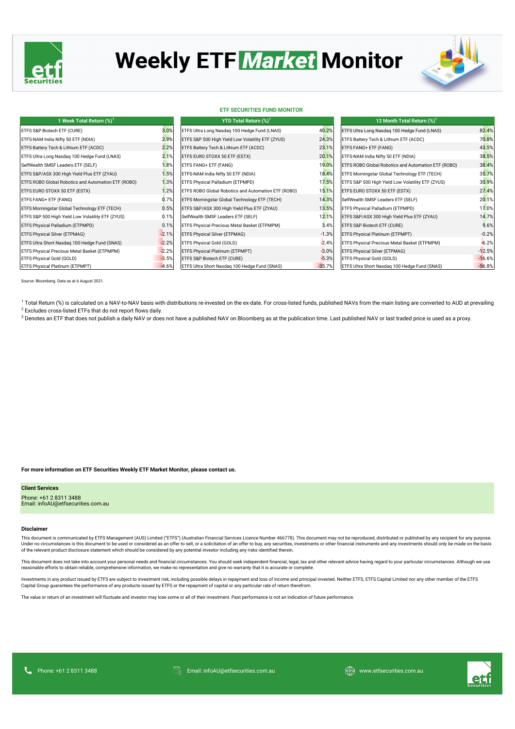# Weekly ETF Market Monitor

### ETF SECURITIES FUND MONITOR

| 1 Week Total Return (%)[1] | |
|---|---|
| ETFS S&P Biotech ETF (CURE) | 3.0% |
| ETFS-NAM India Nifty 50 ETF (NDIA) | 2.9% |
| ETFS Battery Tech & Lithium ETF (ACDC) | 2.2% |
| ETFS Ultra Long Nasdaq 100 Hedge Fund (LNAS) | 2.1% |
| SelfWealth SMSF Leaders ETF (SELF) | 1.8% |
| ETFS S&P/ASX 300 High Yield Plus ETF (ZYAU) | 1.5% |
| ETFS ROBO Global Robotics and Automation ETF (ROBO) | 1.3% |
| ETFS EURO STOXX 50 ETF (ESTX) | 1.2% |
| ETFS FANG+ ETF (FANG) | 0.7% |
| ETFS Morningstar Global Technology ETF (TECH) | 0.5% |
| ETFS S&P 500 High Yield Low Volatility ETF (ZYUS) | 0.1% |
| ETFS Physical Palladium (ETPMPD) | 0.1% |
| ETFS Physical Silver (ETPMAG) | -2.1% |
| ETFS Ultra Short Nasdaq 100 Hedge Fund (SNAS) | -2.2% |
| ETFS Physical Precious Metal Basket (ETPMPM) | -2.2% |
| ETFS Physical Gold (GOLD) | -3.5% |
| ETFS Physical Platinum (ETPMPT) | -4.6% |

| YTD Total Return (%)[1] | |
|---|---|
| ETFS Ultra Long Nasdaq 100 Hedge Fund (LNAS) | 40.2% |
| ETFS S&P 500 High Yield Low Volatility ETF (ZYUS) | 24.3% |
| ETFS Battery Tech & Lithium ETF (ACDC) | 23.1% |
| ETFS EURO STOXX 50 ETF (ESTX) | 20.1% |
| ETFS FANG+ ETF (FANG) | 19.0% |
| ETFS-NAM India Nifty 50 ETF (NDIA) | 18.4% |
| ETFS Physical Palladium (ETPMPD) | 17.5% |
| ETFS ROBO Global Robotics and Automation ETF (ROBO) | 15.1% |
| ETFS Morningstar Global Technology ETF (TECH) | 14.3% |
| ETFS S&P/ASX 300 High Yield Plus ETF (ZYAU) | 13.5% |
| SelfWealth SMSF Leaders ETF (SELF) | 12.1% |
| ETFS Physical Precious Metal Basket (ETPMPM) | 3.4% |
| ETFS Physical Silver (ETPMAG) | -1.3% |
| ETFS Physical Gold (GOLD) | -2.4% |
| ETFS Physical Platinum (ETPMPT) | -3.0% |
| ETFS S&P Biotech ETF (CURE) | -5.3% |
| ETFS Ultra Short Nasdaq 100 Hedge Fund (SNAS) | -35.7% |

| 12 Month Total Return (%)[1] | |
|---|---|
| ETFS Ultra Long Nasdaq 100 Hedge Fund (LNAS) | 82.4% |
| ETFS Battery Tech & Lithium ETF (ACDC) | 70.8% |
| ETFS FANG+ ETF (FANG) | 43.5% |
| ETFS-NAM India Nifty 50 ETF (NDIA) | 38.5% |
| ETFS ROBO Global Robotics and Automation ETF (ROBO) | 38.4% |
| ETFS Morningstar Global Technology ETF (TECH) | 35.7% |
| ETFS S&P 500 High Yield Low Volatility ETF (ZYUS) | 30.9% |
| ETFS EURO STOXX 50 ETF (ESTX) | 27.4% |
| SelfWealth SMSF Leaders ETF (SELF) | 20.1% |
| ETFS Physical Palladium (ETPMPD) | 17.0% |
| ETFS S&P/ASX 300 High Yield Plus ETF (ZYAU) | 14.7% |
| ETFS S&P Biotech ETF (CURE) | 9.6% |
| ETFS Physical Platinum (ETPMPT) | -0.2% |
| ETFS Physical Precious Metal Basket (ETPMPM) | -6.2% |
| ETFS Physical Silver (ETPMAG) | -12.5% |
| ETFS Physical Gold (GOLD) | -16.6% |
| ETFS Ultra Short Nasdaq 100 Hedge Fund (SNAS) | -56.8% |

Source: Bloomberg. Data as at 6 August 2021.

[1] Total Return (%) is calculated on a NAV-to-NAV basis with distributions re-invested on the ex-date. For cross-listed funds, published NAVs from the main listing are converted to AUD at prevailing

[2] Excludes cross-listed ETFs that do not report flows daily.

[3] Denotes an ETF that does not publish a daily NAV or does not have a published NAV on Bloomberg as at the publication time. Last published NAV or last traded price is used as a proxy.

**For more information on ETF Securities Weekly ETF Market Monitor, please contact us.**

**Client Services**

Phone: +61 2 8311 3488
Email: infoAU@etfsecurities.com.au

**Disclaimer**

This document is communicated by ETFS Management (AUS) Limited ("ETFS") (Australian Financial Services Licence Number 466778). This document may not be reproduced, distributed or published by any recipient for any purpose. Under no circumstances is this document to be used or considered as an offer to sell, or a solicitation of an offer to buy, any securities, investments or other financial instruments and any investments should only be made on the basis of the relevant product disclosure statement which should be considered by any potential investor including any risks identified therein.

This document does not take into account your personal needs and financial circumstances. You should seek independent financial, legal, tax and other relevant advice having regard to your particular circumstances. Although we use reasonable efforts to obtain reliable, comprehensive information, we make no representation and give no warranty that it is accurate or complete.

Investments in any product issued by ETFS are subject to investment risk, including possible delays in repayment and loss of income and principal invested. Neither ETFS, ETFS Capital Limited nor any other member of the ETFS Capital Group guarantees the performance of any products issued by ETFS or the repayment of capital or any particular rate of return therefrom.

The value or return of an investment will fluctuate and investor may lose some or all of their investment. Past performance is not an indication of future performance.

Phone: +61 2 8311 3488 Email: infoAU@etfsecurities.com.au www.etfsecurities.com.au